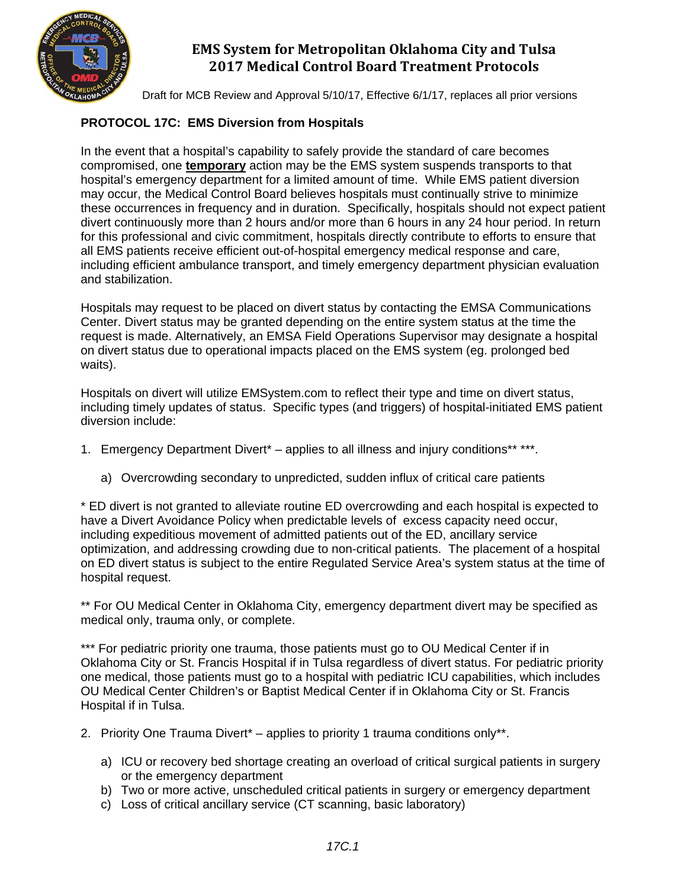# EMS System for Metropolitan Oklahoma City and Tulsa
# 2017 Medical Control Board Treatment Protocols

Draft for MCB Review and Approval 5/10/17, Effective 6/1/17, replaces all prior versions

## PROTOCOL 17C: EMS Diversion from Hospitals

In the event that a hospital's capability to safely provide the standard of care becomes compromised, one **temporary** action may be the EMS system suspends transports to that hospital's emergency department for a limited amount of time. While EMS patient diversion may occur, the Medical Control Board believes hospitals must continually strive to minimize these occurrences in frequency and in duration. Specifically, hospitals should not expect patient divert continuously more than 2 hours and/or more than 6 hours in any 24 hour period. In return for this professional and civic commitment, hospitals directly contribute to efforts to ensure that all EMS patients receive efficient out-of-hospital emergency medical response and care, including efficient ambulance transport, and timely emergency department physician evaluation and stabilization.

Hospitals may request to be placed on divert status by contacting the EMSA Communications Center. Divert status may be granted depending on the entire system status at the time the request is made. Alternatively, an EMSA Field Operations Supervisor may designate a hospital on divert status due to operational impacts placed on the EMS system (eg. prolonged bed waits).

Hospitals on divert will utilize EMSystem.com to reflect their type and time on divert status, including timely updates of status. Specific types (and triggers) of hospital-initiated EMS patient diversion include:

1. Emergency Department Divert* – applies to all illness and injury conditions** ***.
   a) Overcrowding secondary to unpredicted, sudden influx of critical care patients

\* ED divert is not granted to alleviate routine ED overcrowding and each hospital is expected to have a Divert Avoidance Policy when predictable levels of excess capacity need occur, including expeditious movement of admitted patients out of the ED, ancillary service optimization, and addressing crowding due to non-critical patients. The placement of a hospital on ED divert status is subject to the entire Regulated Service Area's system status at the time of hospital request.

\** For OU Medical Center in Oklahoma City, emergency department divert may be specified as medical only, trauma only, or complete.

\*** For pediatric priority one trauma, those patients must go to OU Medical Center if in Oklahoma City or St. Francis Hospital if in Tulsa regardless of divert status. For pediatric priority one medical, those patients must go to a hospital with pediatric ICU capabilities, which includes OU Medical Center Children's or Baptist Medical Center if in Oklahoma City or St. Francis Hospital if in Tulsa.

2. Priority One Trauma Divert* – applies to priority 1 trauma conditions only**.
   a) ICU or recovery bed shortage creating an overload of critical surgical patients in surgery or the emergency department
   b) Two or more active, unscheduled critical patients in surgery or emergency department
   c) Loss of critical ancillary service (CT scanning, basic laboratory)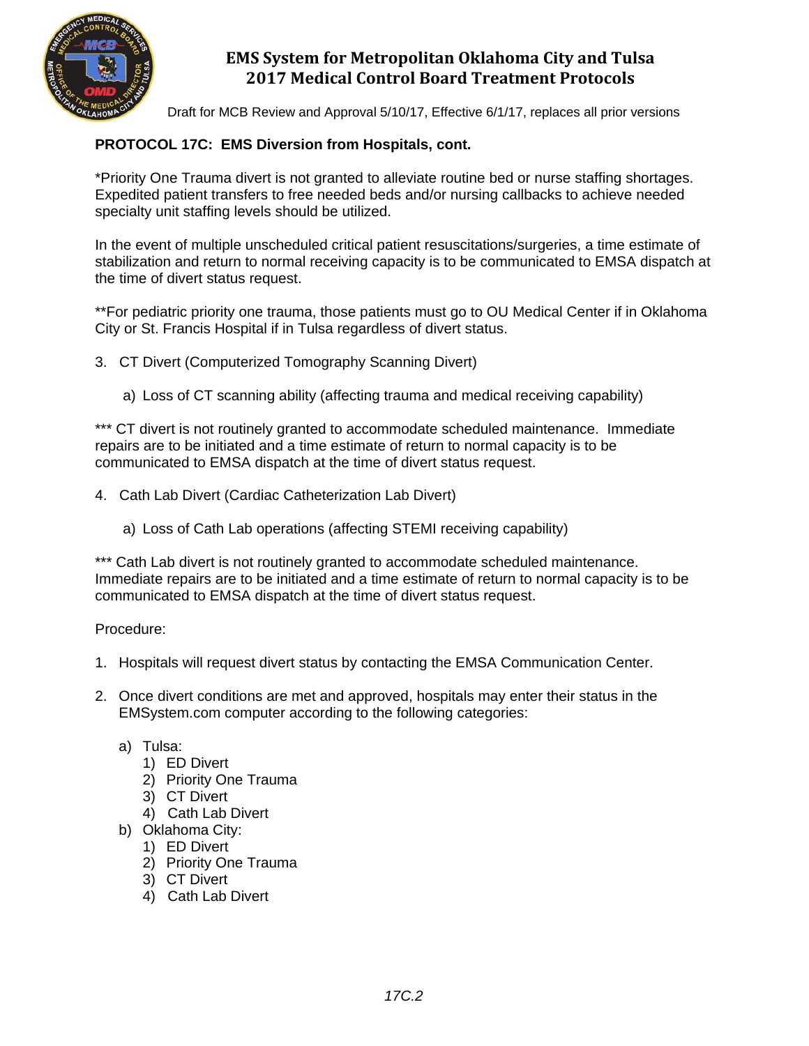**PROTOCOL 17C: EMS Diversion from Hospitals, cont.**

*Priority One Trauma divert is not granted to alleviate routine bed or nurse staffing shortages. Expedited patient transfers to free needed beds and/or nursing callbacks to achieve needed specialty unit staffing levels should be utilized.

In the event of multiple unscheduled critical patient resuscitations/surgeries, a time estimate of stabilization and return to normal receiving capacity is to be communicated to EMSA dispatch at the time of divert status request.

**For pediatric priority one trauma, those patients must go to OU Medical Center if in Oklahoma City or St. Francis Hospital if in Tulsa regardless of divert status.

3. CT Divert (Computerized Tomography Scanning Divert)

   a) Loss of CT scanning ability (affecting trauma and medical receiving capability)

*** CT divert is not routinely granted to accommodate scheduled maintenance. Immediate repairs are to be initiated and a time estimate of return to normal capacity is to be communicated to EMSA dispatch at the time of divert status request.

4. Cath Lab Divert (Cardiac Catheterization Lab Divert)

   a) Loss of Cath Lab operations (affecting STEMI receiving capability)

*** Cath Lab divert is not routinely granted to accommodate scheduled maintenance. Immediate repairs are to be initiated and a time estimate of return to normal capacity is to be communicated to EMSA dispatch at the time of divert status request.

Procedure:

1. Hospitals will request divert status by contacting the EMSA Communication Center.

2. Once divert conditions are met and approved, hospitals may enter their status in the EMSystem.com computer according to the following categories:

   a) Tulsa:
      1) ED Divert
      2) Priority One Trauma
      3) CT Divert
      4) Cath Lab Divert
   b) Oklahoma City:
      1) ED Divert
      2) Priority One Trauma
      3) CT Divert
      4) Cath Lab Divert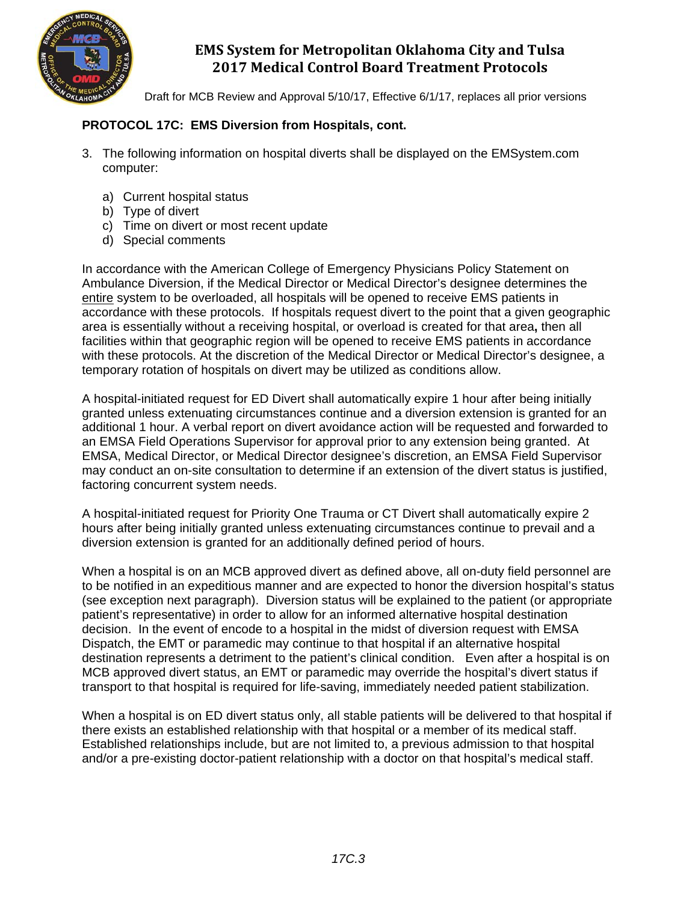**PROTOCOL 17C: EMS Diversion from Hospitals, cont.**

3. The following information on hospital diverts shall be displayed on the EMSystem.com computer:

   a) Current hospital status
   b) Type of divert
   c) Time on divert or most recent update
   d) Special comments

In accordance with the American College of Emergency Physicians Policy Statement on Ambulance Diversion, if the Medical Director or Medical Director's designee determines the entire system to be overloaded, all hospitals will be opened to receive EMS patients in accordance with these protocols. If hospitals request divert to the point that a given geographic area is essentially without a receiving hospital, or overload is created for that area**,** then all facilities within that geographic region will be opened to receive EMS patients in accordance with these protocols. At the discretion of the Medical Director or Medical Director's designee, a temporary rotation of hospitals on divert may be utilized as conditions allow.

A hospital-initiated request for ED Divert shall automatically expire 1 hour after being initially granted unless extenuating circumstances continue and a diversion extension is granted for an additional 1 hour. A verbal report on divert avoidance action will be requested and forwarded to an EMSA Field Operations Supervisor for approval prior to any extension being granted. At EMSA, Medical Director, or Medical Director designee's discretion, an EMSA Field Supervisor may conduct an on-site consultation to determine if an extension of the divert status is justified, factoring concurrent system needs.

A hospital-initiated request for Priority One Trauma or CT Divert shall automatically expire 2 hours after being initially granted unless extenuating circumstances continue to prevail and a diversion extension is granted for an additionally defined period of hours.

When a hospital is on an MCB approved divert as defined above, all on-duty field personnel are to be notified in an expeditious manner and are expected to honor the diversion hospital's status (see exception next paragraph). Diversion status will be explained to the patient (or appropriate patient's representative) in order to allow for an informed alternative hospital destination decision. In the event of encode to a hospital in the midst of diversion request with EMSA Dispatch, the EMT or paramedic may continue to that hospital if an alternative hospital destination represents a detriment to the patient's clinical condition. Even after a hospital is on MCB approved divert status, an EMT or paramedic may override the hospital's divert status if transport to that hospital is required for life-saving, immediately needed patient stabilization.

When a hospital is on ED divert status only, all stable patients will be delivered to that hospital if there exists an established relationship with that hospital or a member of its medical staff. Established relationships include, but are not limited to, a previous admission to that hospital and/or a pre-existing doctor-patient relationship with a doctor on that hospital's medical staff.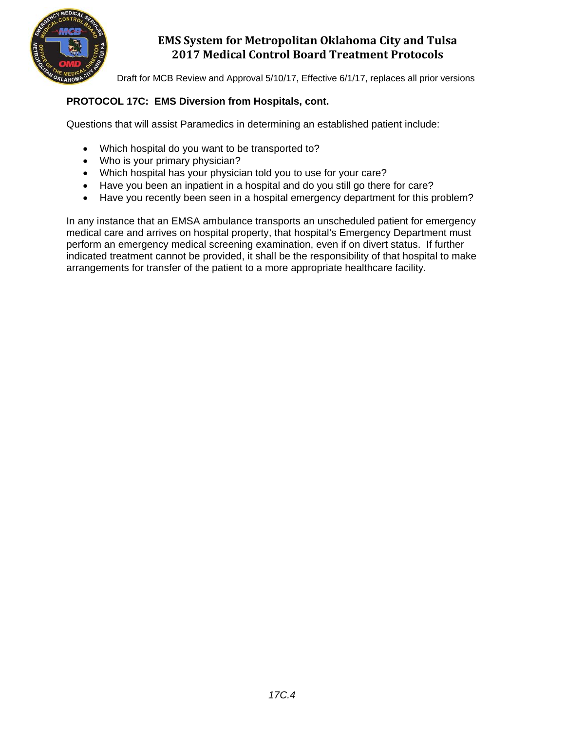**PROTOCOL 17C: EMS Diversion from Hospitals, cont.**

Questions that will assist Paramedics in determining an established patient include:

- Which hospital do you want to be transported to?
- Who is your primary physician?
- Which hospital has your physician told you to use for your care?
- Have you been an inpatient in a hospital and do you still go there for care?
- Have you recently been seen in a hospital emergency department for this problem?

In any instance that an EMSA ambulance transports an unscheduled patient for emergency medical care and arrives on hospital property, that hospital's Emergency Department must perform an emergency medical screening examination, even if on divert status. If further indicated treatment cannot be provided, it shall be the responsibility of that hospital to make arrangements for transfer of the patient to a more appropriate healthcare facility.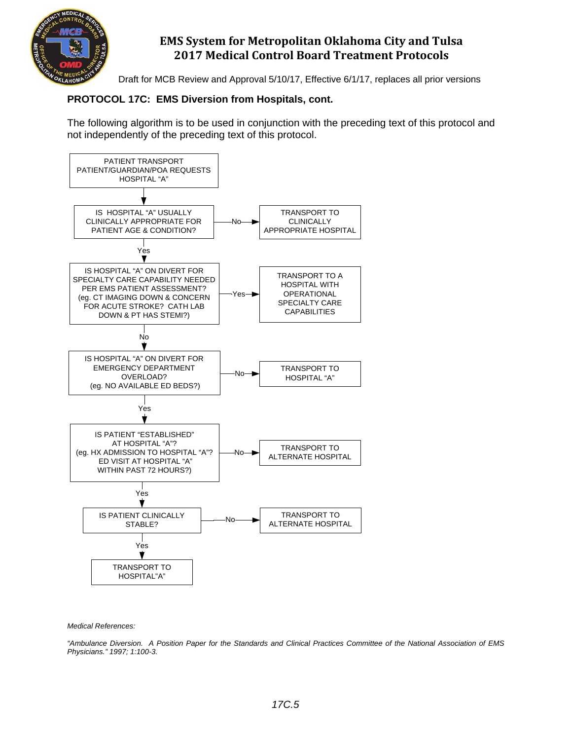# PROTOCOL 17C: EMS Diversion from Hospitals, cont.

The following algorithm is to be used in conjunction with the preceding text of this protocol and not independently of the preceding text of this protocol.

PATIENT TRANSPORT PATIENT/GUARDIAN/POA REQUESTS HOSPITAL "A"

IS HOSPITAL "A" USUALLY CLINICALLY APPROPRIATE FOR PATIENT AGE & CONDITION?

No → TRANSPORT TO CLINICALLY APPROPRIATE HOSPITAL

Yes

IS HOSPITAL "A" ON DIVERT FOR SPECIALTY CARE CAPABILITY NEEDED PER EMS PATIENT ASSESSMENT? (eg. CT IMAGING DOWN & CONCERN FOR ACUTE STROKE? CATH LAB DOWN & PT HAS STEMI?)

Yes → TRANSPORT TO A HOSPITAL WITH OPERATIONAL SPECIALTY CARE CAPABILITIES

No

IS HOSPITAL "A" ON DIVERT FOR EMERGENCY DEPARTMENT OVERLOAD? (eg. NO AVAILABLE ED BEDS?)

No → TRANSPORT TO HOSPITAL "A"

Yes

IS PATIENT "ESTABLISHED" AT HOSPITAL "A"? (eg. HX ADMISSION TO HOSPITAL "A"? ED VISIT AT HOSPITAL "A" WITHIN PAST 72 HOURS?)

No → TRANSPORT TO ALTERNATE HOSPITAL

Yes

IS PATIENT CLINICALLY STABLE?

No → TRANSPORT TO ALTERNATE HOSPITAL

Yes

TRANSPORT TO HOSPITAL"A"

*Medical References:*

*"Ambulance Diversion. A Position Paper for the Standards and Clinical Practices Committee of the National Association of EMS Physicians." 1997; 1:100-3.*